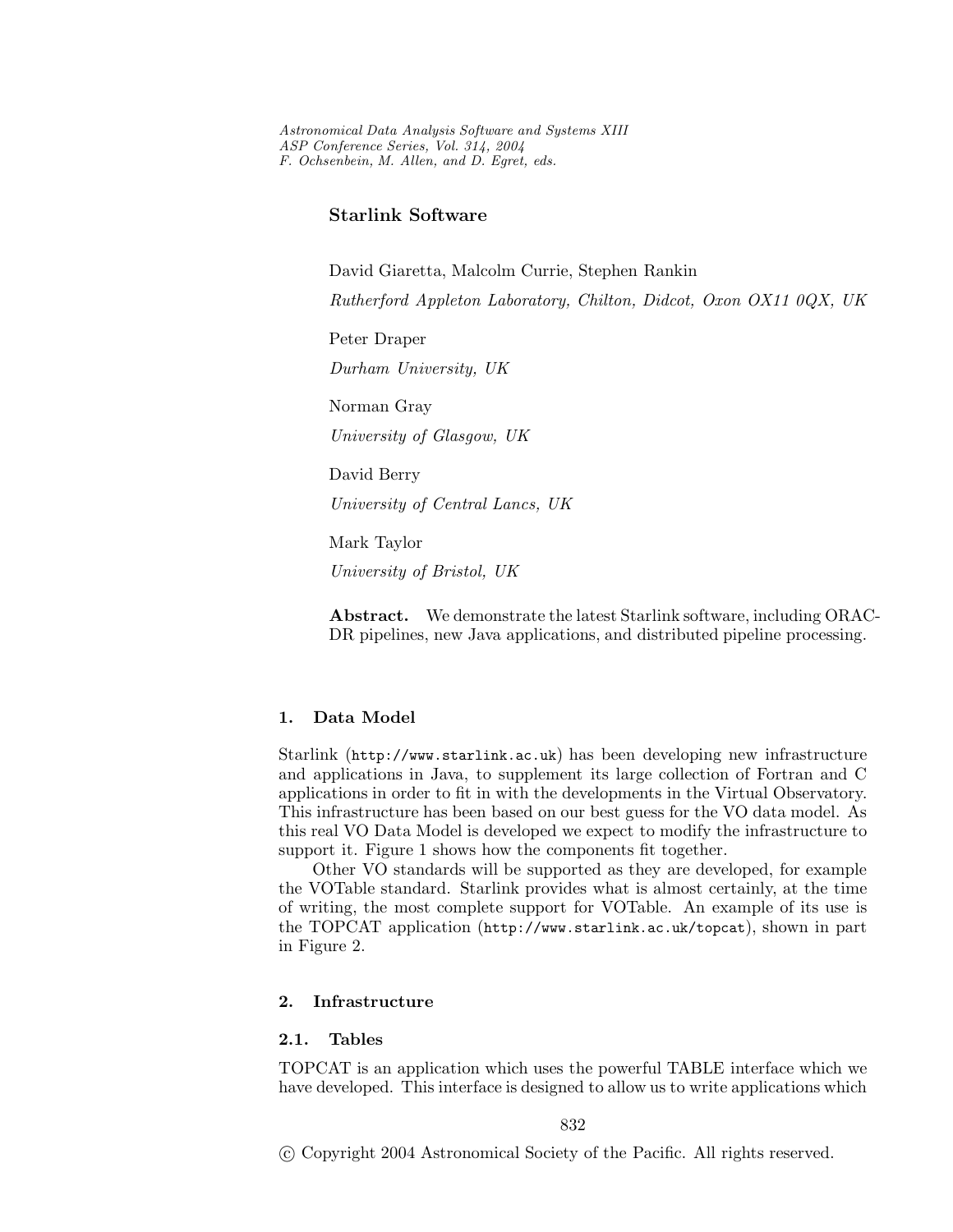# Starlink Software

David Giaretta, Malcolm Currie, Stephen Rankin

*Rutherford Appleton Laboratory, Chilton, Didcot, Oxon OX11 0QX, UK*

Peter Draper

*Durham University, UK*

Norman Gray

*University of Glasgow, UK*

David Berry

*University of Central Lancs, UK*

Mark Taylor

*University of Bristol, UK*

**Abstract.** We demonstrate the latest Starlink software, including ORAC-DR pipelines, new Java applications, and distributed pipeline processing.

## 1. Data Model

Starlink (`http://www.starlink.ac.uk`) has been developing new infrastructure and applications in Java, to supplement its large collection of Fortran and C applications in order to fit in with the developments in the Virtual Observatory. This infrastructure has been based on our best guess for the VO data model. As this real VO Data Model is developed we expect to modify the infrastructure to support it. Figure 1 shows how the components fit together.

Other VO standards will be supported as they are developed, for example the VOTable standard. Starlink provides what is almost certainly, at the time of writing, the most complete support for VOTable. An example of its use is the TOPCAT application (`http://www.starlink.ac.uk/topcat`), shown in part in Figure 2.

## 2. Infrastructure

### 2.1. Tables

TOPCAT is an application which uses the powerful TABLE interface which we have developed. This interface is designed to allow us to write applications which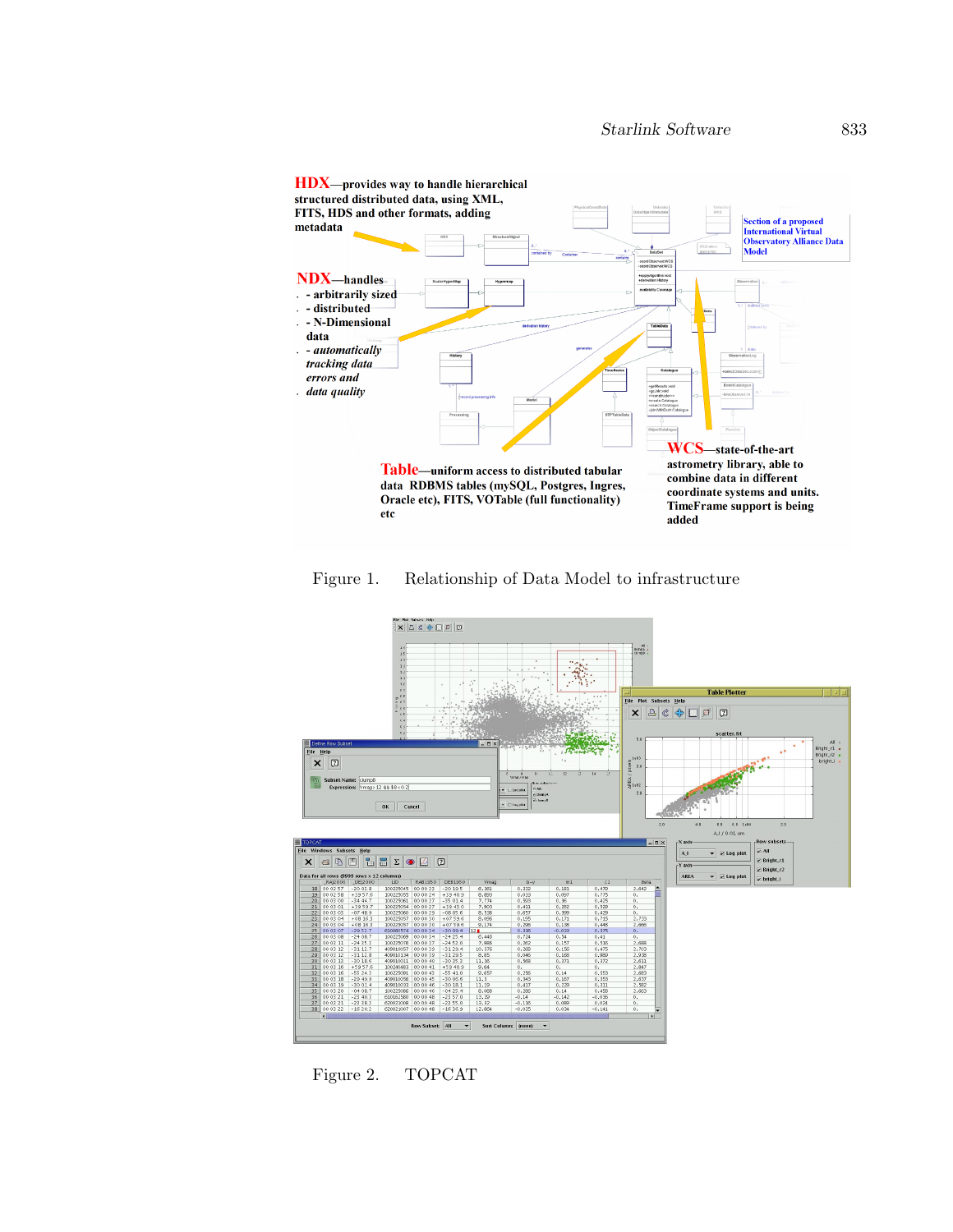Figure 1. Relationship of Data Model to infrastructure

Figure 2. TOPCAT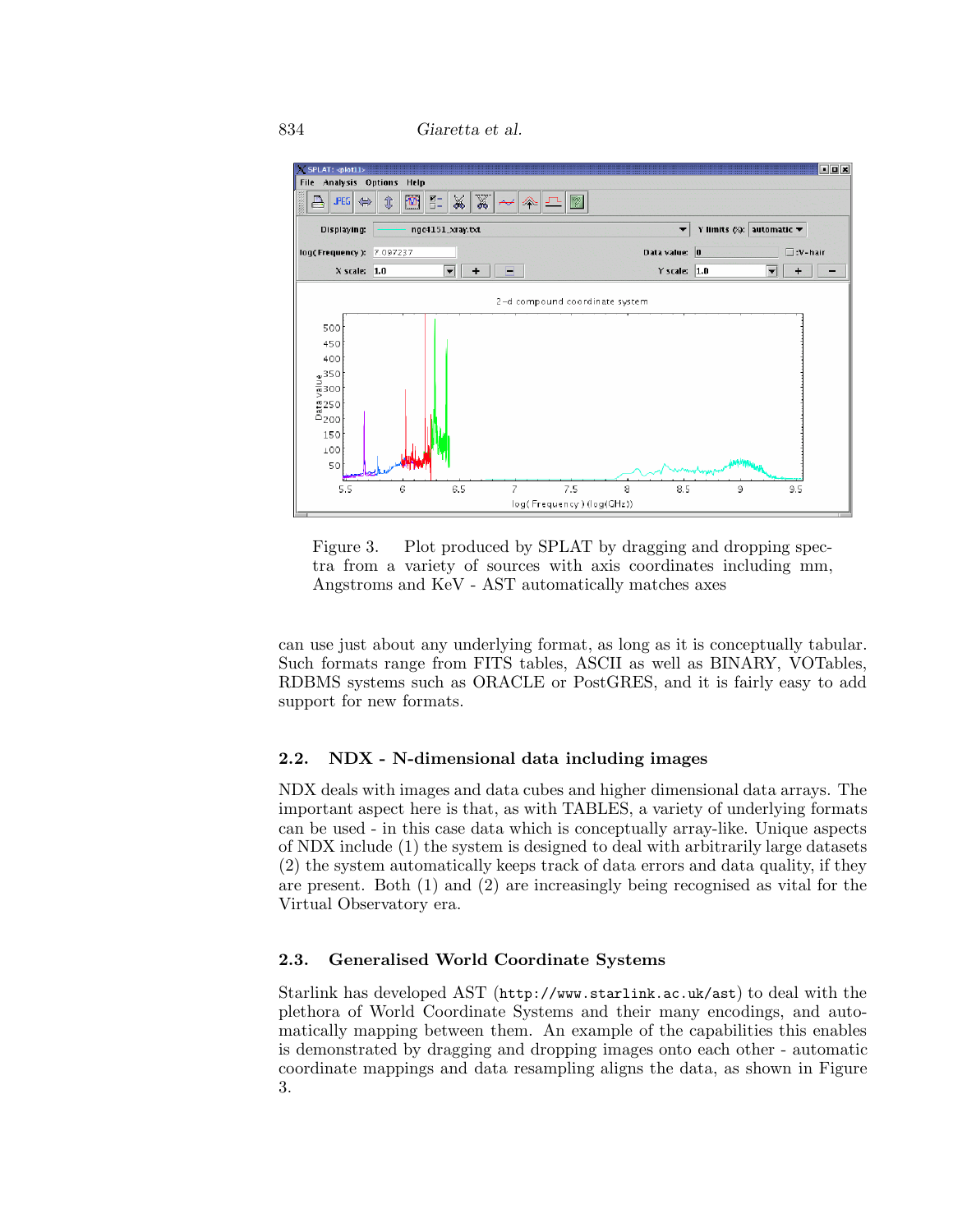Figure 3. Plot produced by SPLAT by dragging and dropping spectra from a variety of sources with axis coordinates including mm, Angstroms and KeV - AST automatically matches axes

can use just about any underlying format, as long as it is conceptually tabular. Such formats range from FITS tables, ASCII as well as BINARY, VOTables, RDBMS systems such as ORACLE or PostGRES, and it is fairly easy to add support for new formats.

## 2.2. NDX - N-dimensional data including images

NDX deals with images and data cubes and higher dimensional data arrays. The important aspect here is that, as with TABLES, a variety of underlying formats can be used - in this case data which is conceptually array-like. Unique aspects of NDX include (1) the system is designed to deal with arbitrarily large datasets (2) the system automatically keeps track of data errors and data quality, if they are present. Both (1) and (2) are increasingly being recognised as vital for the Virtual Observatory era.

## 2.3. Generalised World Coordinate Systems

Starlink has developed AST (`http://www.starlink.ac.uk/ast`) to deal with the plethora of World Coordinate Systems and their many encodings, and automatically mapping between them. An example of the capabilities this enables is demonstrated by dragging and dropping images onto each other - automatic coordinate mappings and data resampling aligns the data, as shown in Figure 3.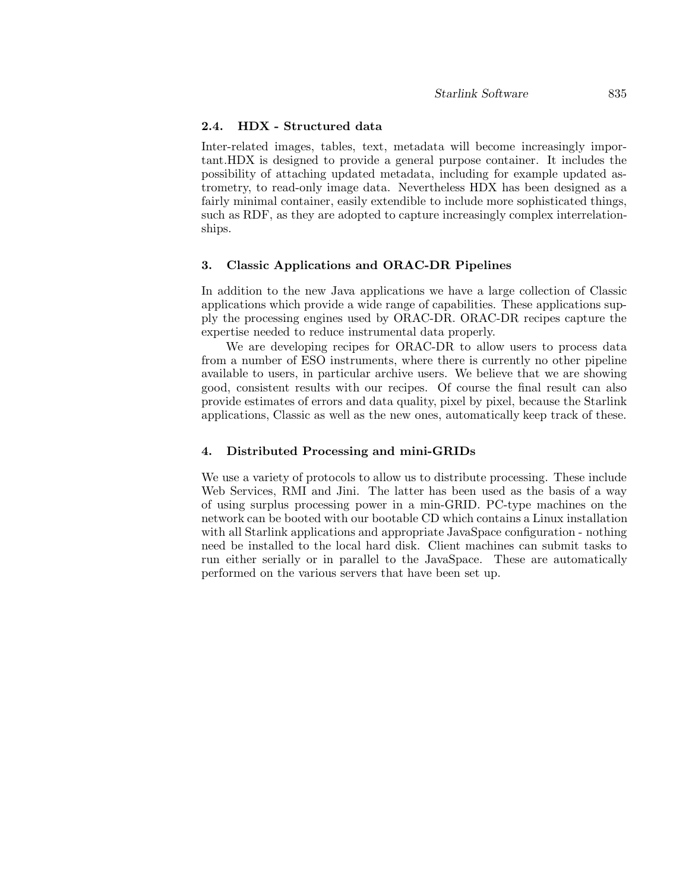### 2.4. HDX - Structured data

Inter-related images, tables, text, metadata will become increasingly important.HDX is designed to provide a general purpose container. It includes the possibility of attaching updated metadata, including for example updated astrometry, to read-only image data. Nevertheless HDX has been designed as a fairly minimal container, easily extendible to include more sophisticated things, such as RDF, as they are adopted to capture increasingly complex interrelationships.

## 3. Classic Applications and ORAC-DR Pipelines

In addition to the new Java applications we have a large collection of Classic applications which provide a wide range of capabilities. These applications supply the processing engines used by ORAC-DR. ORAC-DR recipes capture the expertise needed to reduce instrumental data properly.

We are developing recipes for ORAC-DR to allow users to process data from a number of ESO instruments, where there is currently no other pipeline available to users, in particular archive users. We believe that we are showing good, consistent results with our recipes. Of course the final result can also provide estimates of errors and data quality, pixel by pixel, because the Starlink applications, Classic as well as the new ones, automatically keep track of these.

## 4. Distributed Processing and mini-GRIDs

We use a variety of protocols to allow us to distribute processing. These include Web Services, RMI and Jini. The latter has been used as the basis of a way of using surplus processing power in a min-GRID. PC-type machines on the network can be booted with our bootable CD which contains a Linux installation with all Starlink applications and appropriate JavaSpace configuration - nothing need be installed to the local hard disk. Client machines can submit tasks to run either serially or in parallel to the JavaSpace. These are automatically performed on the various servers that have been set up.